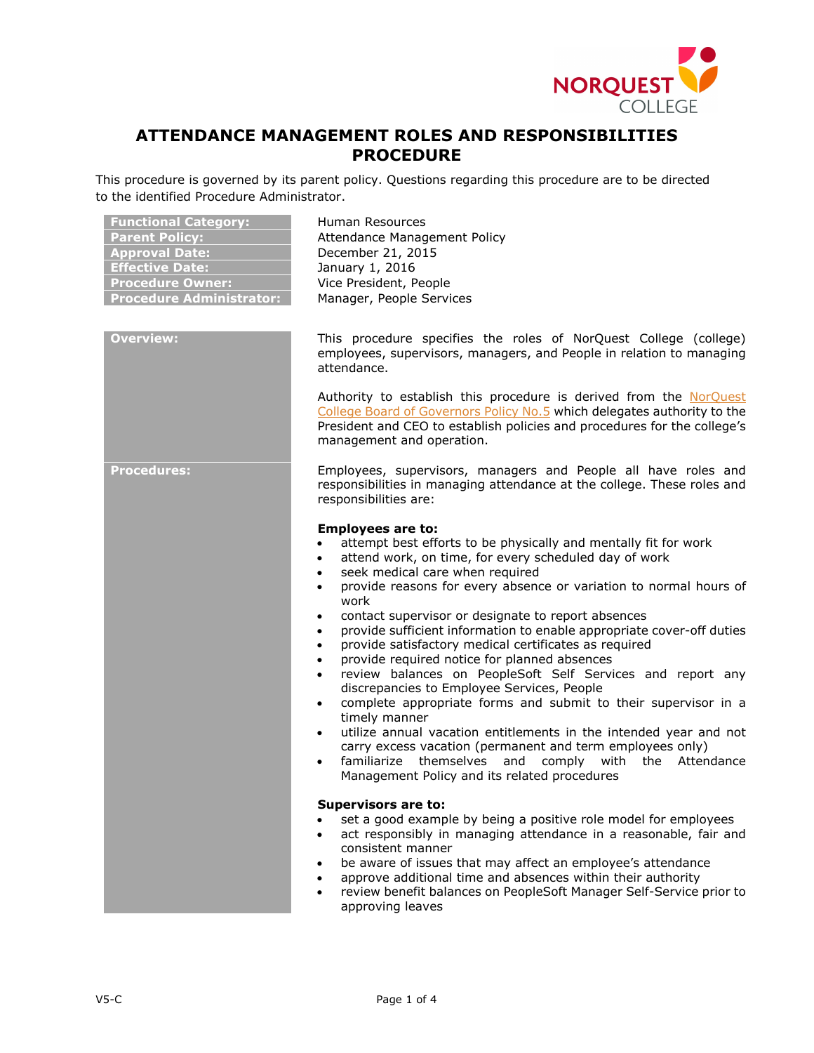# ATTENDANCE MANAGEMENT ROLES AND RESPONSIBILITIES PROCEDURE

This procedure is governed by its parent policy. Questions regarding this procedure are to be directed to the identified Procedure Administrator.

| | |
|---|---|
| **Functional Category:** | Human Resources |
| **Parent Policy:** | Attendance Management Policy |
| **Approval Date:** | December 21, 2015 |
| **Effective Date:** | January 1, 2016 |
| **Procedure Owner:** | Vice President, People |
| **Procedure Administrator:** | Manager, People Services |

## Overview:

This procedure specifies the roles of NorQuest College (college) employees, supervisors, managers, and People in relation to managing attendance.

Authority to establish this procedure is derived from the NorQuest College Board of Governors Policy No.5 which delegates authority to the President and CEO to establish policies and procedures for the college's management and operation.

## Procedures:

Employees, supervisors, managers and People all have roles and responsibilities in managing attendance at the college. These roles and responsibilities are:

**Employees are to:**

- attempt best efforts to be physically and mentally fit for work
- attend work, on time, for every scheduled day of work
- seek medical care when required
- provide reasons for every absence or variation to normal hours of work
- contact supervisor or designate to report absences
- provide sufficient information to enable appropriate cover-off duties
- provide satisfactory medical certificates as required
- provide required notice for planned absences
- review balances on PeopleSoft Self Services and report any discrepancies to Employee Services, People
- complete appropriate forms and submit to their supervisor in a timely manner
- utilize annual vacation entitlements in the intended year and not carry excess vacation (permanent and term employees only)
- familiarize themselves and comply with the Attendance Management Policy and its related procedures

**Supervisors are to:**

- set a good example by being a positive role model for employees
- act responsibly in managing attendance in a reasonable, fair and consistent manner
- be aware of issues that may affect an employee's attendance
- approve additional time and absences within their authority
- review benefit balances on PeopleSoft Manager Self-Service prior to approving leaves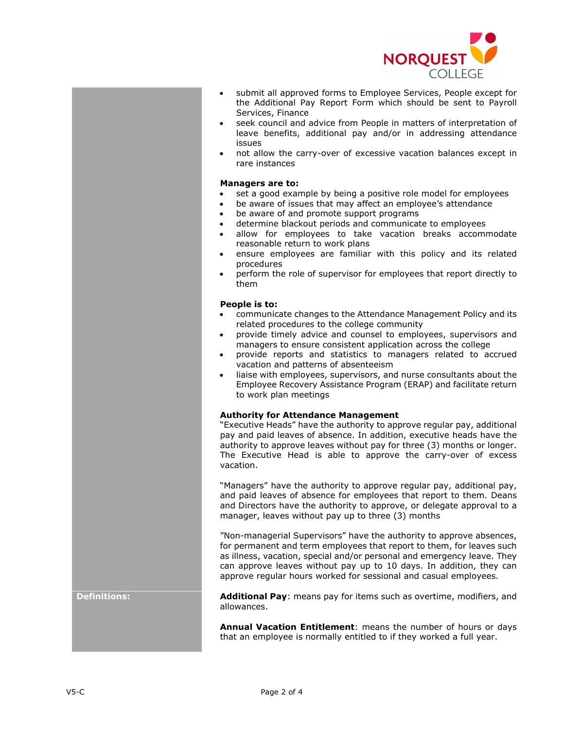- submit all approved forms to Employee Services, People except for the Additional Pay Report Form which should be sent to Payroll Services, Finance
- seek council and advice from People in matters of interpretation of leave benefits, additional pay and/or in addressing attendance issues
- not allow the carry-over of excessive vacation balances except in rare instances

**Managers are to:**

- set a good example by being a positive role model for employees
- be aware of issues that may affect an employee's attendance
- be aware of and promote support programs
- determine blackout periods and communicate to employees
- allow for employees to take vacation breaks accommodate reasonable return to work plans
- ensure employees are familiar with this policy and its related procedures
- perform the role of supervisor for employees that report directly to them

**People is to:**

- communicate changes to the Attendance Management Policy and its related procedures to the college community
- provide timely advice and counsel to employees, supervisors and managers to ensure consistent application across the college
- provide reports and statistics to managers related to accrued vacation and patterns of absenteeism
- liaise with employees, supervisors, and nurse consultants about the Employee Recovery Assistance Program (ERAP) and facilitate return to work plan meetings

**Authority for Attendance Management**

"Executive Heads" have the authority to approve regular pay, additional pay and paid leaves of absence. In addition, executive heads have the authority to approve leaves without pay for three (3) months or longer. The Executive Head is able to approve the carry-over of excess vacation.

"Managers" have the authority to approve regular pay, additional pay, and paid leaves of absence for employees that report to them. Deans and Directors have the authority to approve, or delegate approval to a manager, leaves without pay up to three (3) months

"Non-managerial Supervisors" have the authority to approve absences, for permanent and term employees that report to them, for leaves such as illness, vacation, special and/or personal and emergency leave. They can approve leaves without pay up to 10 days. In addition, they can approve regular hours worked for sessional and casual employees.

## Definitions:

**Additional Pay**: means pay for items such as overtime, modifiers, and allowances.

**Annual Vacation Entitlement**: means the number of hours or days that an employee is normally entitled to if they worked a full year.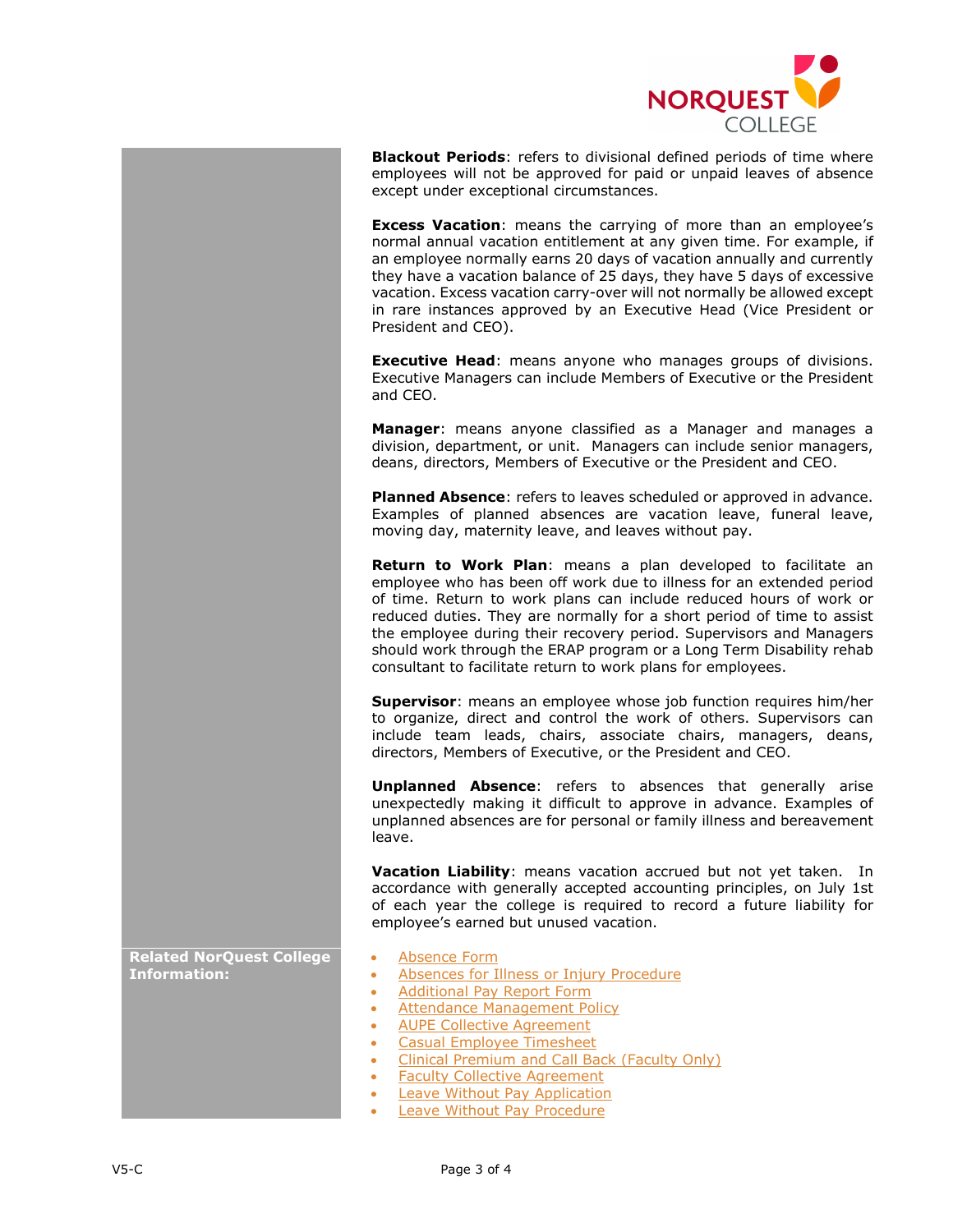**Blackout Periods**: refers to divisional defined periods of time where employees will not be approved for paid or unpaid leaves of absence except under exceptional circumstances.

**Excess Vacation**: means the carrying of more than an employee's normal annual vacation entitlement at any given time. For example, if an employee normally earns 20 days of vacation annually and currently they have a vacation balance of 25 days, they have 5 days of excessive vacation. Excess vacation carry-over will not normally be allowed except in rare instances approved by an Executive Head (Vice President or President and CEO).

**Executive Head**: means anyone who manages groups of divisions. Executive Managers can include Members of Executive or the President and CEO.

**Manager**: means anyone classified as a Manager and manages a division, department, or unit. Managers can include senior managers, deans, directors, Members of Executive or the President and CEO.

**Planned Absence**: refers to leaves scheduled or approved in advance. Examples of planned absences are vacation leave, funeral leave, moving day, maternity leave, and leaves without pay.

**Return to Work Plan**: means a plan developed to facilitate an employee who has been off work due to illness for an extended period of time. Return to work plans can include reduced hours of work or reduced duties. They are normally for a short period of time to assist the employee during their recovery period. Supervisors and Managers should work through the ERAP program or a Long Term Disability rehab consultant to facilitate return to work plans for employees.

**Supervisor**: means an employee whose job function requires him/her to organize, direct and control the work of others. Supervisors can include team leads, chairs, associate chairs, managers, deans, directors, Members of Executive, or the President and CEO.

**Unplanned Absence**: refers to absences that generally arise unexpectedly making it difficult to approve in advance. Examples of unplanned absences are for personal or family illness and bereavement leave.

**Vacation Liability**: means vacation accrued but not yet taken. In accordance with generally accepted accounting principles, on July 1st of each year the college is required to record a future liability for employee's earned but unused vacation.

**Related NorQuest College Information:**

- Absence Form
- Absences for Illness or Injury Procedure
- Additional Pay Report Form
- Attendance Management Policy
- AUPE Collective Agreement
- Casual Employee Timesheet
- Clinical Premium and Call Back (Faculty Only)
- Faculty Collective Agreement
- Leave Without Pay Application
- Leave Without Pay Procedure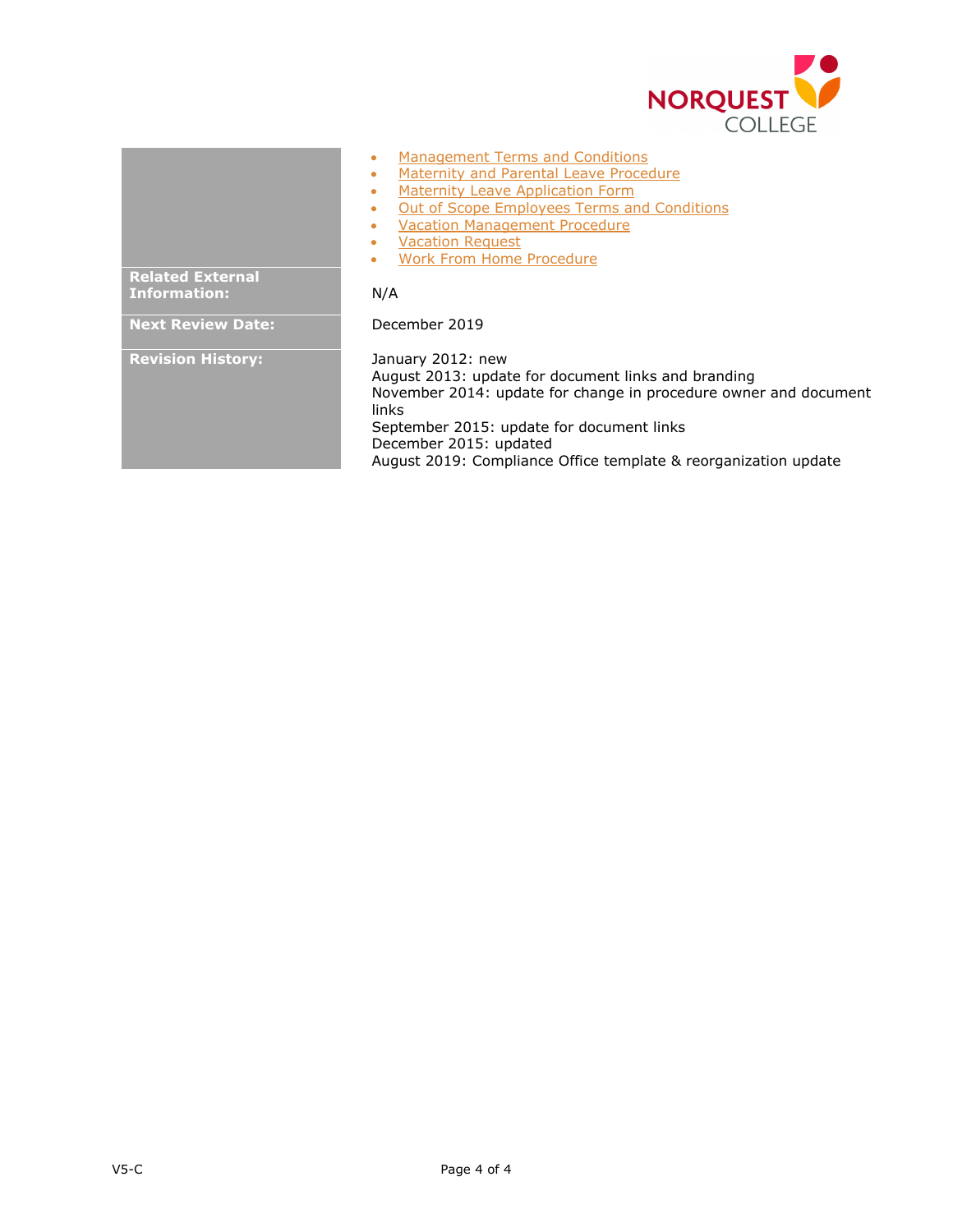| | |
|---|---|
| | • Management Terms and Conditions<br>• Maternity and Parental Leave Procedure<br>• Maternity Leave Application Form<br>• Out of Scope Employees Terms and Conditions<br>• Vacation Management Procedure<br>• Vacation Request<br>• Work From Home Procedure |
| **Related External Information:** | N/A |
| **Next Review Date:** | December 2019 |
| **Revision History:** | January 2012: new<br>August 2013: update for document links and branding<br>November 2014: update for change in procedure owner and document links<br>September 2015: update for document links<br>December 2015: updated<br>August 2019: Compliance Office template & reorganization update |